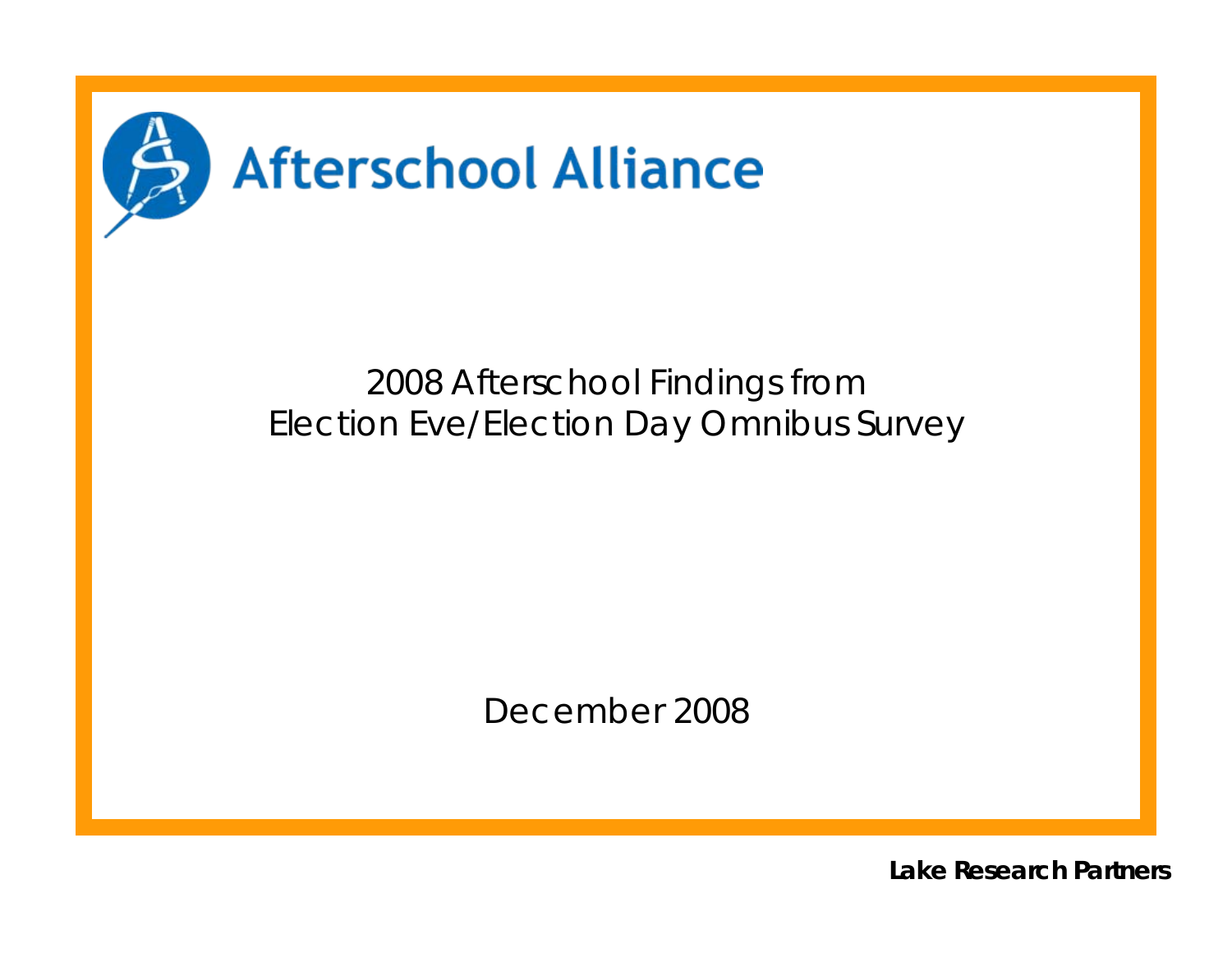# Afterschool Alliance

## 2008 Afterschool Findings from Election Eve/Election Day Omnibus Survey

December 2008

**Lake Research Partners**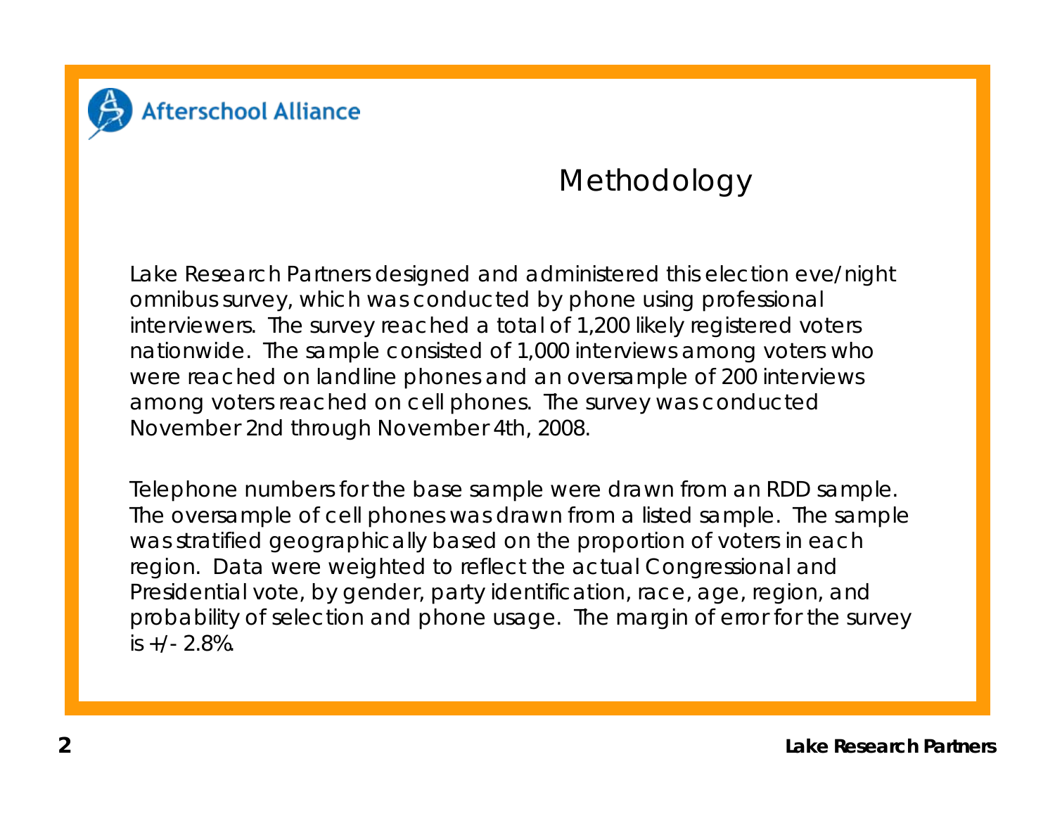Afterschool Alliance

# Methodology

Lake Research Partners designed and administered this election eve/night omnibus survey, which was conducted by phone using professional interviewers. The survey reached a total of 1,200 likely registered voters nationwide. The sample consisted of 1,000 interviews among voters who were reached on landline phones and an oversample of 200 interviews among voters reached on cell phones. The survey was conducted November 2nd through November 4th, 2008.

Telephone numbers for the base sample were drawn from an RDD sample. The oversample of cell phones was drawn from a listed sample. The sample was stratified geographically based on the proportion of voters in each region. Data were weighted to reflect the actual Congressional and Presidential vote, by gender, party identification, race, age, region, and probability of selection and phone usage. The margin of error for the survey is +/- 2.8%.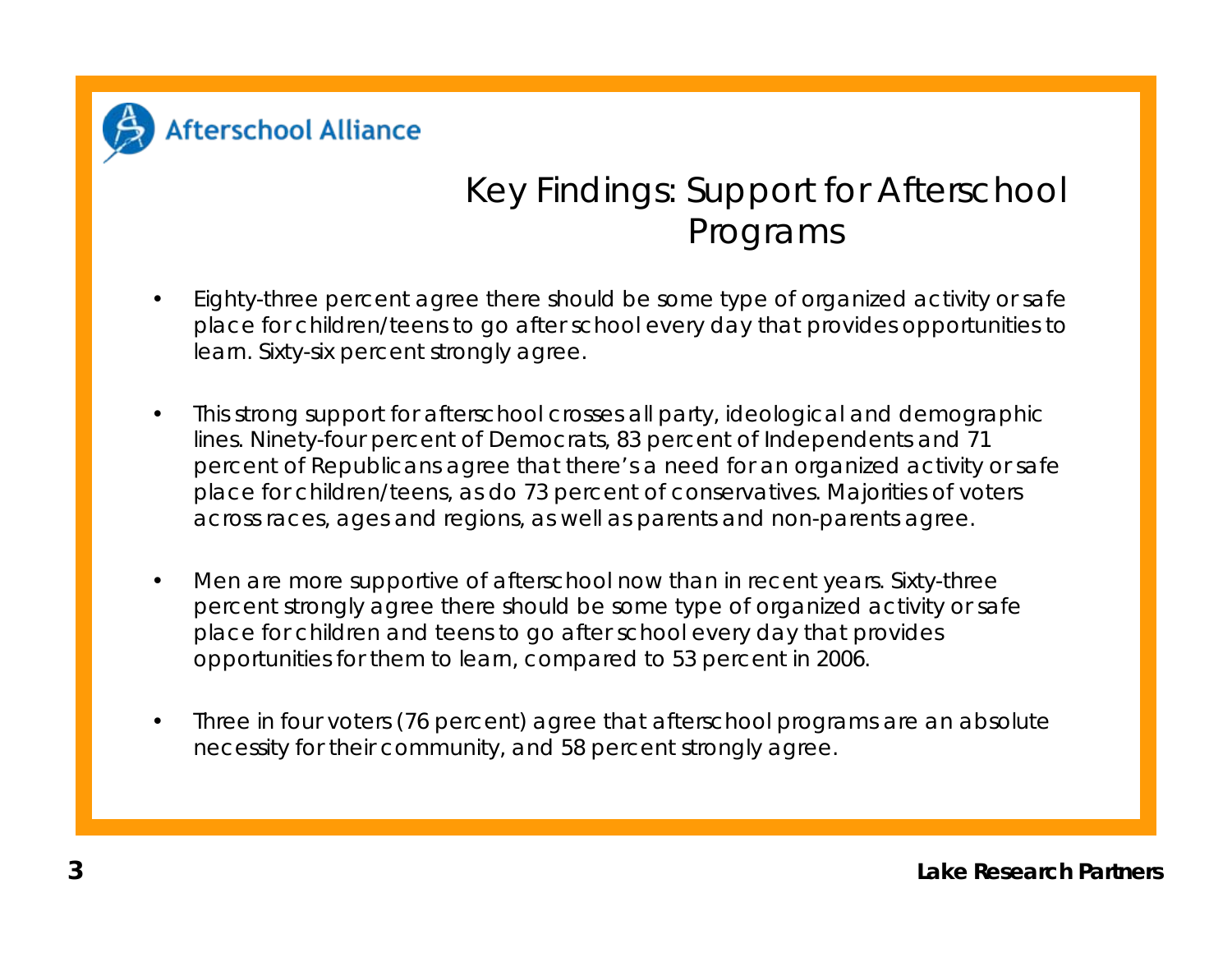# Key Findings: Support for Afterschool Programs

- Eighty-three percent agree there should be some type of organized activity or safe place for children/teens to go after school every day that provides opportunities to learn. Sixty-six percent strongly agree.
- This strong support for afterschool crosses all party, ideological and demographic lines. Ninety-four percent of Democrats, 83 percent of Independents and 71 percent of Republicans agree that there's a need for an organized activity or safe place for children/teens, as do 73 percent of conservatives. Majorities of voters across races, ages and regions, as well as parents and non-parents agree.
- Men are more supportive of afterschool now than in recent years. Sixty-three percent strongly agree there should be some type of organized activity or safe place for children and teens to go after school every day that provides opportunities for them to learn, compared to 53 percent in 2006.
- Three in four voters (76 percent) agree that afterschool programs are an absolute necessity for their community, and 58 percent strongly agree.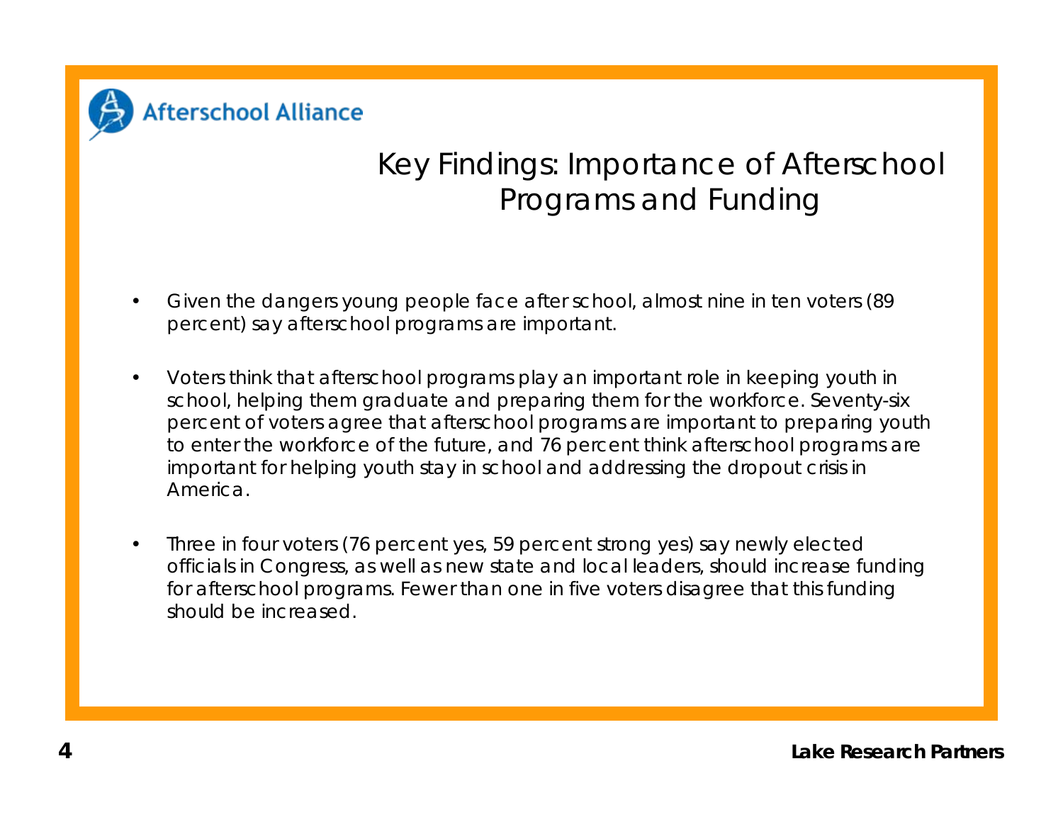Afterschool Alliance

# Key Findings: Importance of Afterschool Programs and Funding

- Given the dangers young people face after school, almost nine in ten voters (89 percent) say afterschool programs are important.
- Voters think that afterschool programs play an important role in keeping youth in school, helping them graduate and preparing them for the workforce. Seventy-six percent of voters agree that afterschool programs are important to preparing youth to enter the workforce of the future, and 76 percent think afterschool programs are important for helping youth stay in school and addressing the dropout crisis in America.
- Three in four voters (76 percent yes, 59 percent strong yes) say newly elected officials in Congress, as well as new state and local leaders, should increase funding for afterschool programs. Fewer than one in five voters disagree that this funding should be increased.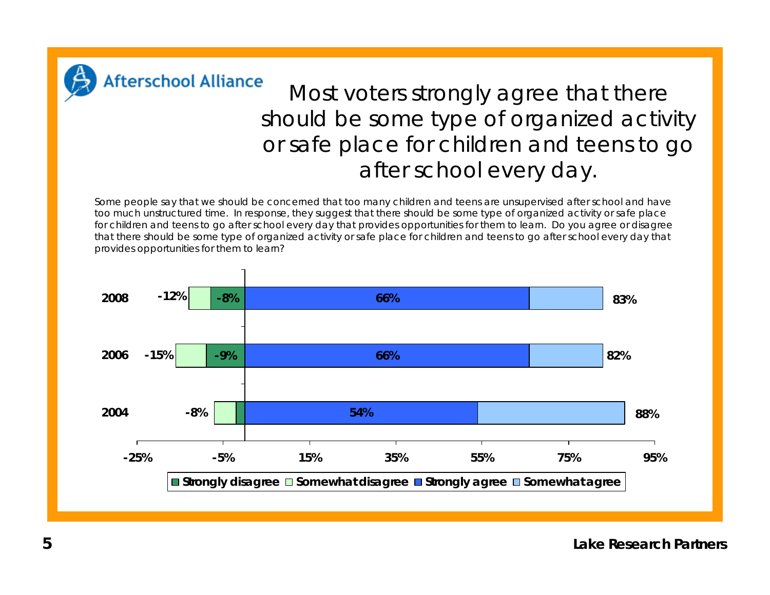# Most voters strongly agree that there should be some type of organized activity or safe place for children and teens to go after school every day.

*Some people say that we should be concerned that too many children and teens are unsupervised after school and have too much unstructured time. In response, they suggest that there should be some type of organized activity or safe place for children and teens to go after school every day that provides opportunities for them to learn. Do you agree or disagree that there should be some type of organized activity or safe place for children and teens to go after school every day that provides opportunities for them to learn?*

| Year | Total disagree | Strongly disagree | Strongly agree | Total agree |
|---|---|---|---|---|
| 2008 | -12% | -8% | 66% | 83% |
| 2006 | -15% | -9% | 66% | 82% |
| 2004 | -8% | | 54% | 88% |

Legend: Strongly disagree, Somewhat disagree, Strongly agree, Somewhat agree

Lake Research Partners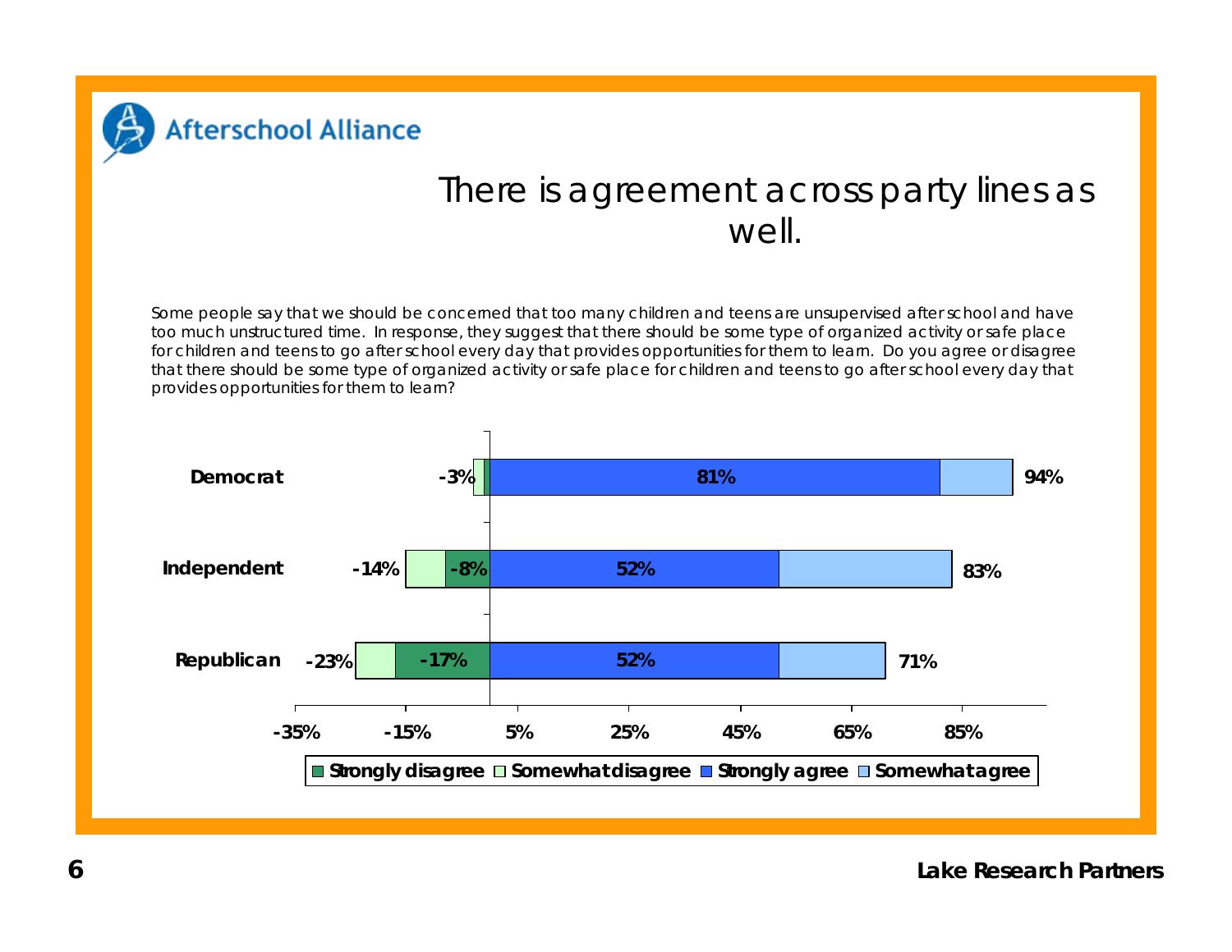# There is agreement across party lines as well.

*Some people say that we should be concerned that too many children and teens are unsupervised after school and have too much unstructured time. In response, they suggest that there should be some type of organized activity or safe place for children and teens to go after school every day that provides opportunities for them to learn. Do you agree or disagree that there should be some type of organized activity or safe place for children and teens to go after school every day that provides opportunities for them to learn?*

| | Total disagree | Strongly disagree | Strongly agree | Total agree |
|---|---|---|---|---|
| Democrat | -3% | | 81% | 94% |
| Independent | -14% | -8% | 52% | 83% |
| Republican | -23% | -17% | 52% | 71% |

Legend: Strongly disagree, Somewhat disagree, Strongly agree, Somewhat agree

Lake Research Partners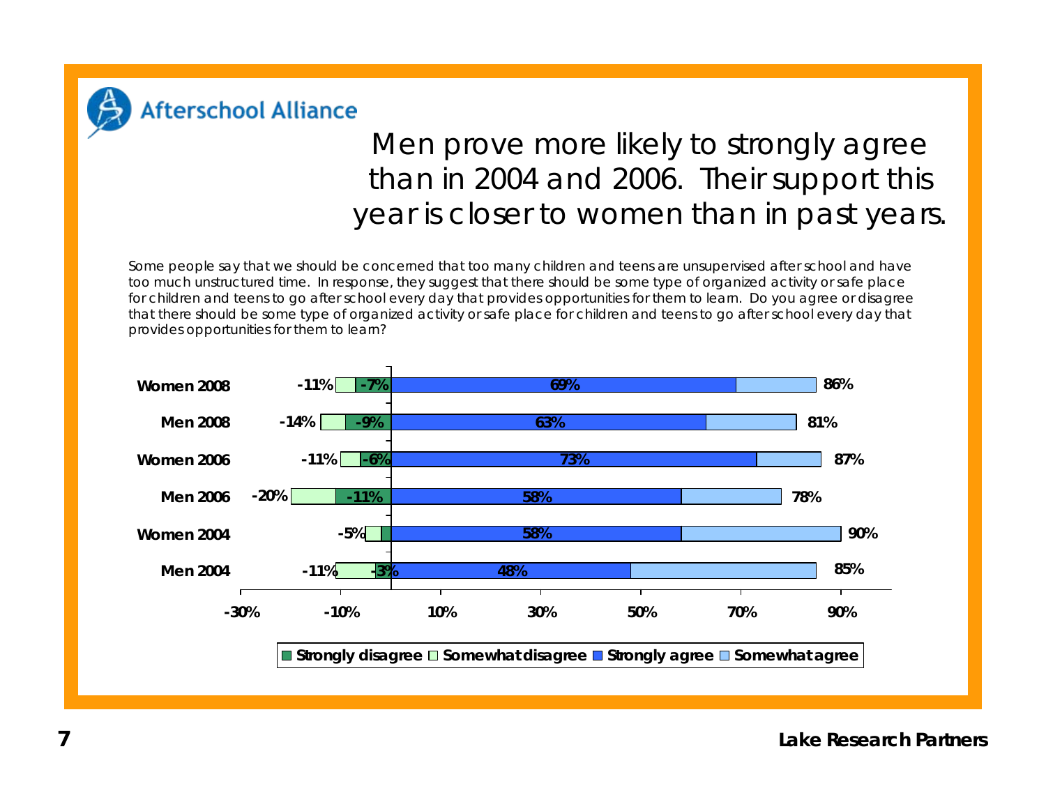# Men prove more likely to strongly agree than in 2004 and 2006. Their support this year is closer to women than in past years.

*Some people say that we should be concerned that too many children and teens are unsupervised after school and have too much unstructured time. In response, they suggest that there should be some type of organized activity or safe place for children and teens to go after school every day that provides opportunities for them to learn. Do you agree or disagree that there should be some type of organized activity or safe place for children and teens to go after school every day that provides opportunities for them to learn?*

| | Total disagree | Strongly disagree | Strongly agree | Total agree |
|---|---|---|---|---|
| Women 2008 | -11% | -7% | 69% | 86% |
| Men 2008 | -14% | -9% | 63% | 81% |
| Women 2006 | -11% | -6% | 73% | 87% |
| Men 2006 | -20% | -11% | 58% | 78% |
| Women 2004 | -5% | | 58% | 90% |
| Men 2004 | -11% | -3% | 48% | 85% |

Strongly disagree | Somewhat disagree | Strongly agree | Somewhat agree

Lake Research Partners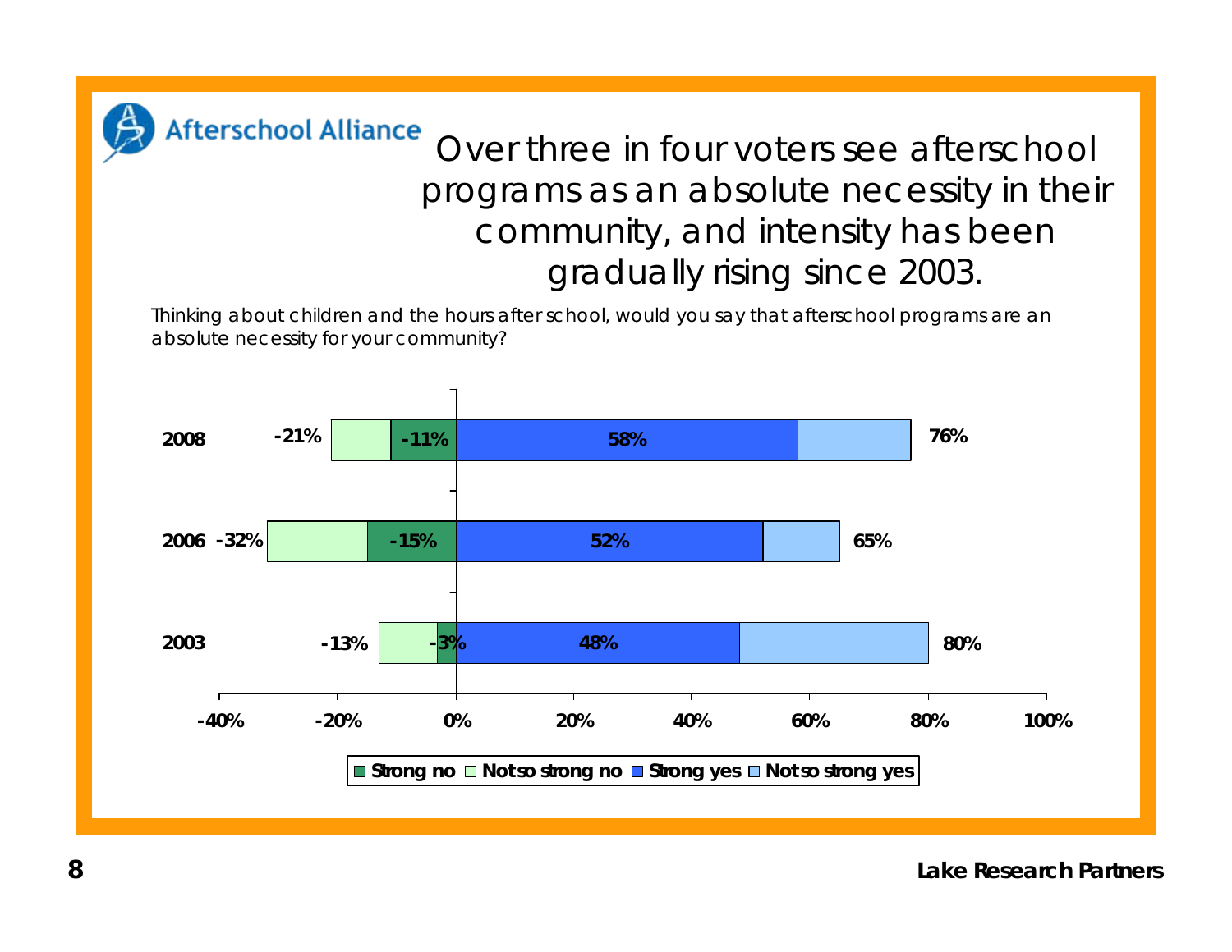Afterschool Alliance

# Over three in four voters see afterschool programs as an absolute necessity in their community, and intensity has been gradually rising since 2003.

*Thinking about children and the hours after school, would you say that afterschool programs are an absolute necessity for your community?*

| Year | Total no | Strong no | Strong yes | Total yes |
|---|---|---|---|---|
| 2008 | -21% | -11% | 58% | 76% |
| 2006 | -32% | -15% | 52% | 65% |
| 2003 | -13% | -3% | 48% | 80% |

Legend: Strong no, Not so strong no, Strong yes, Not so strong yes

Lake Research Partners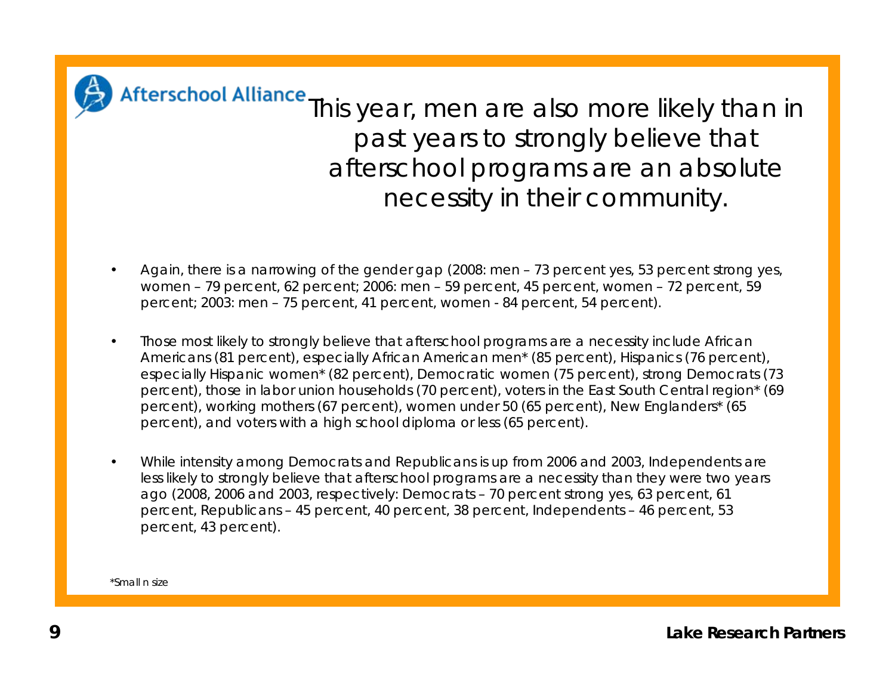Afterschool Alliance

# This year, men are also more likely than in past years to strongly believe that afterschool programs are an absolute necessity in their community.

- Again, there is a narrowing of the gender gap (2008: men – 73 percent yes, 53 percent strong yes, women – 79 percent, 62 percent; 2006: men – 59 percent, 45 percent, women – 72 percent, 59 percent; 2003: men – 75 percent, 41 percent, women - 84 percent, 54 percent).

- Those most likely to strongly believe that afterschool programs are a necessity include African Americans (81 percent), especially African American men* (85 percent), Hispanics (76 percent), especially Hispanic women* (82 percent), Democratic women (75 percent), strong Democrats (73 percent), those in labor union households (70 percent), voters in the East South Central region* (69 percent), working mothers (67 percent), women under 50 (65 percent), New Englanders* (65 percent), and voters with a high school diploma or less (65 percent).

- While intensity among Democrats and Republicans is up from 2006 and 2003, Independents are less likely to strongly believe that afterschool programs are a necessity than they were two years ago (2008, 2006 and 2003, respectively: Democrats – 70 percent strong yes, 63 percent, 61 percent, Republicans – 45 percent, 40 percent, 38 percent, Independents – 46 percent, 53 percent, 43 percent).

*Small n size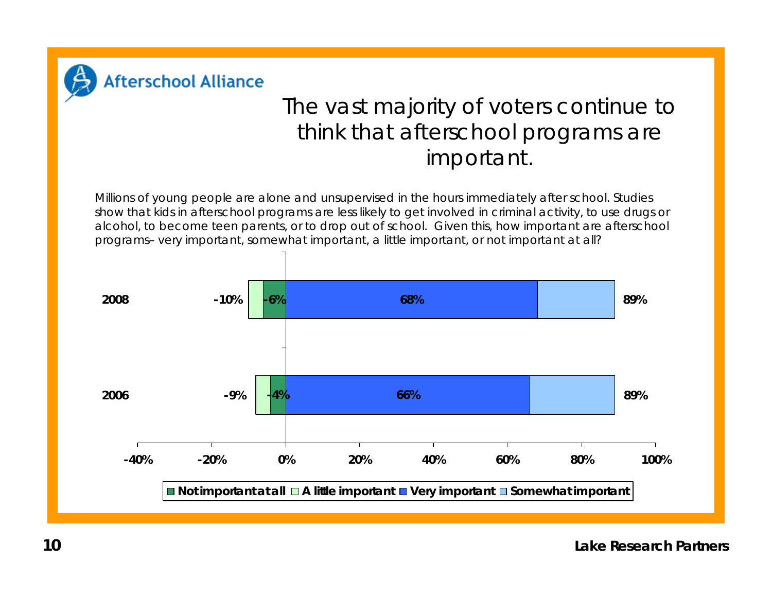Afterschool Alliance

# The vast majority of voters continue to think that afterschool programs are important.

*Millions of young people are alone and unsupervised in the hours immediately after school. Studies show that kids in afterschool programs are less likely to get involved in criminal activity, to use drugs or alcohol, to become teen parents, or to drop out of school. Given this, how important are afterschool programs– very important, somewhat important, a little important, or not important at all?*

| Year | Total not important | Not important at all | Very important | Total important |
|---|---|---|---|---|
| 2008 | -10% | -6% | 68% | 89% |
| 2006 | -9% | -4% | 66% | 89% |

Legend: Not important at all, A little important, Very important, Somewhat important

Lake Research Partners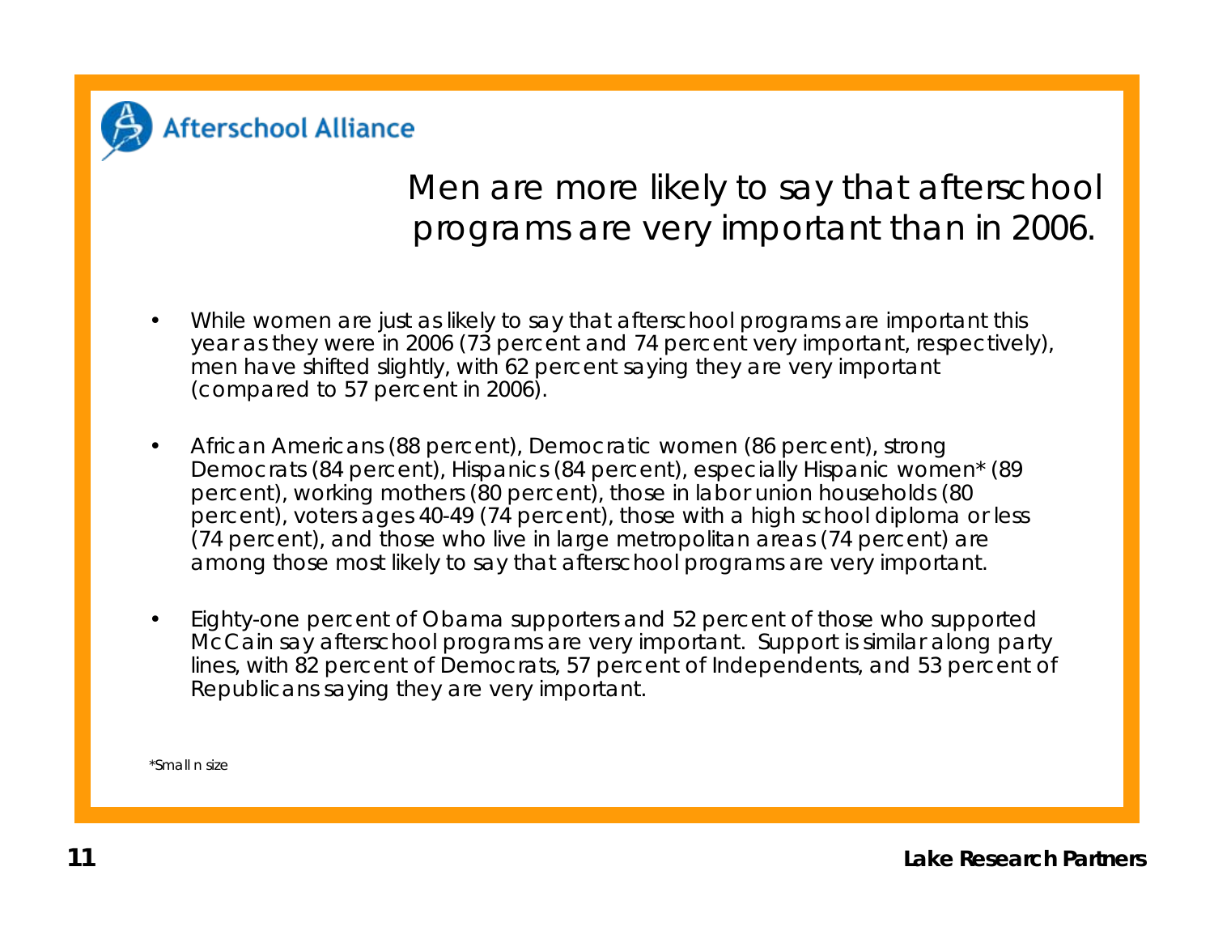Afterschool Alliance

# Men are more likely to say that afterschool programs are very important than in 2006.

- While women are just as likely to say that afterschool programs are important this year as they were in 2006 (73 percent and 74 percent very important, respectively), men have shifted slightly, with 62 percent saying they are very important (compared to 57 percent in 2006).
- African Americans (88 percent), Democratic women (86 percent), strong Democrats (84 percent), Hispanics (84 percent), especially Hispanic women* (89 percent), working mothers (80 percent), those in labor union households (80 percent), voters ages 40-49 (74 percent), those with a high school diploma or less (74 percent), and those who live in large metropolitan areas (74 percent) are among those most likely to say that afterschool programs are very important.
- Eighty-one percent of Obama supporters and 52 percent of those who supported McCain say afterschool programs are very important. Support is similar along party lines, with 82 percent of Democrats, 57 percent of Independents, and 53 percent of Republicans saying they are very important.

*Small n size

Lake Research Partners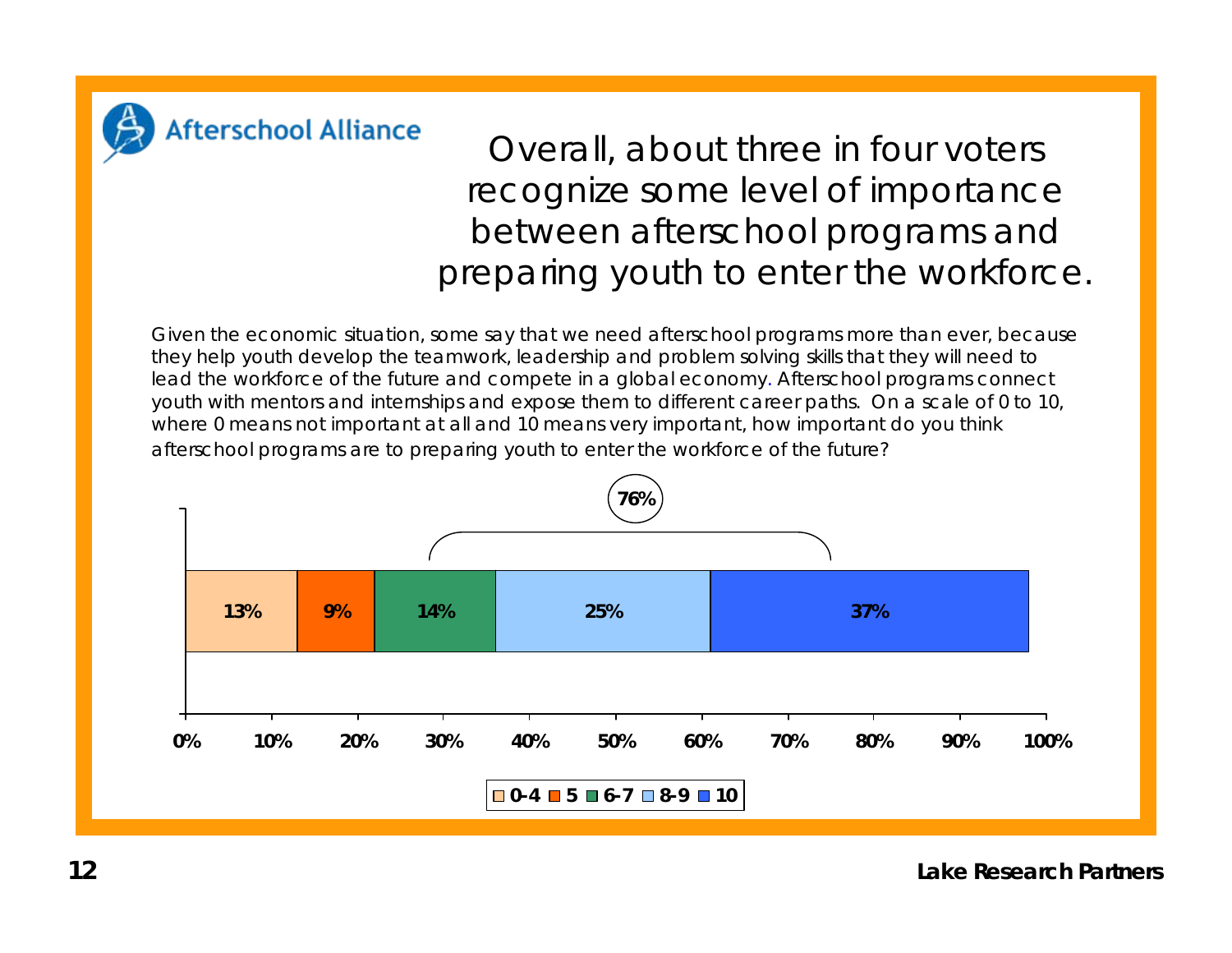Afterschool Alliance

# Overall, about three in four voters recognize some level of importance between afterschool programs and preparing youth to enter the workforce.

Given the economic situation, some say that we need afterschool programs more than ever, because they help youth develop the teamwork, leadership and problem solving skills that they will need to lead the workforce of the future and compete in a global economy. Afterschool programs connect youth with mentors and internships and expose them to different career paths. On a scale of 0 to 10, where 0 means not important at all and 10 means very important, how important do you think afterschool programs are to preparing youth to enter the workforce of the future?

| 0-4 | 5 | 6-7 | 8-9 | 10 |
|---|---|---|---|---|
| 13% | 9% | 14% | 25% | 37% |

76% (6-10)

Lake Research Partners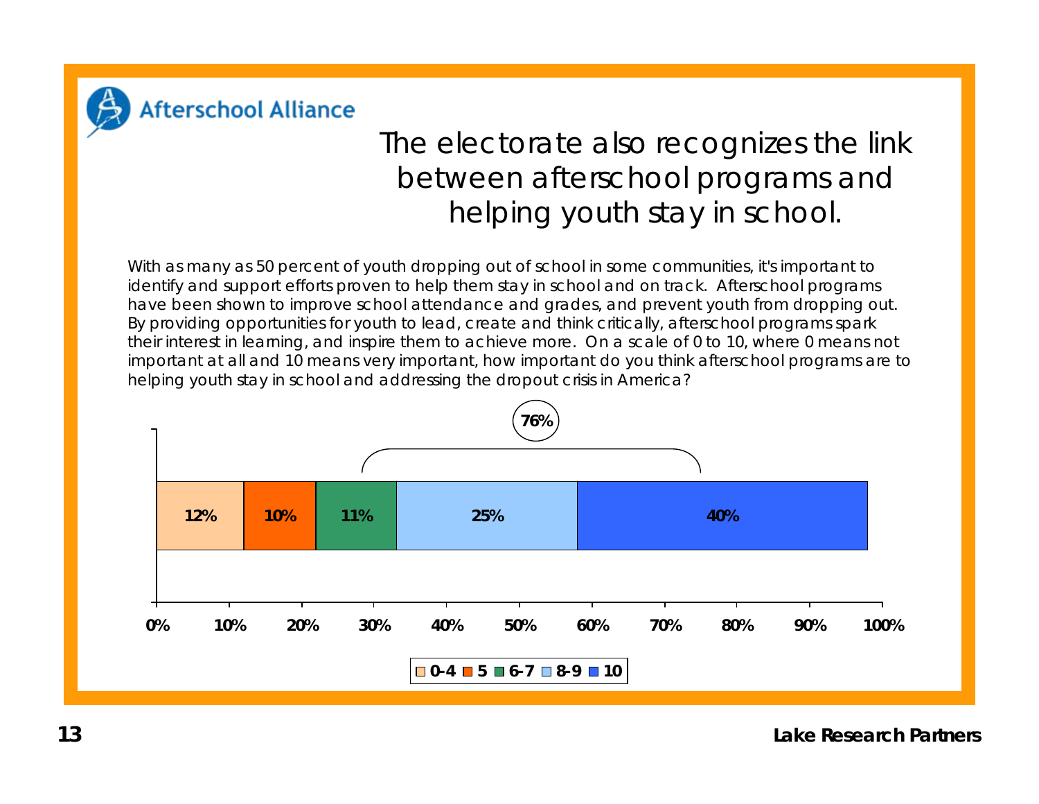Afterschool Alliance

# The electorate also recognizes the link between afterschool programs and helping youth stay in school.

*With as many as 50 percent of youth dropping out of school in some communities, it's important to identify and support efforts proven to help them stay in school and on track. Afterschool programs have been shown to improve school attendance and grades, and prevent youth from dropping out. By providing opportunities for youth to lead, create and think critically, afterschool programs spark their interest in learning, and inspire them to achieve more. On a scale of 0 to 10, where 0 means not important at all and 10 means very important, how important do you think afterschool programs are to helping youth stay in school and addressing the dropout crisis in America?*

| 0-4 | 5 | 6-7 | 8-9 | 10 |
|---|---|---|---|---|
| 12% | 10% | 11% | 25% | 40% |

76% (6-10)

**Lake Research Partners**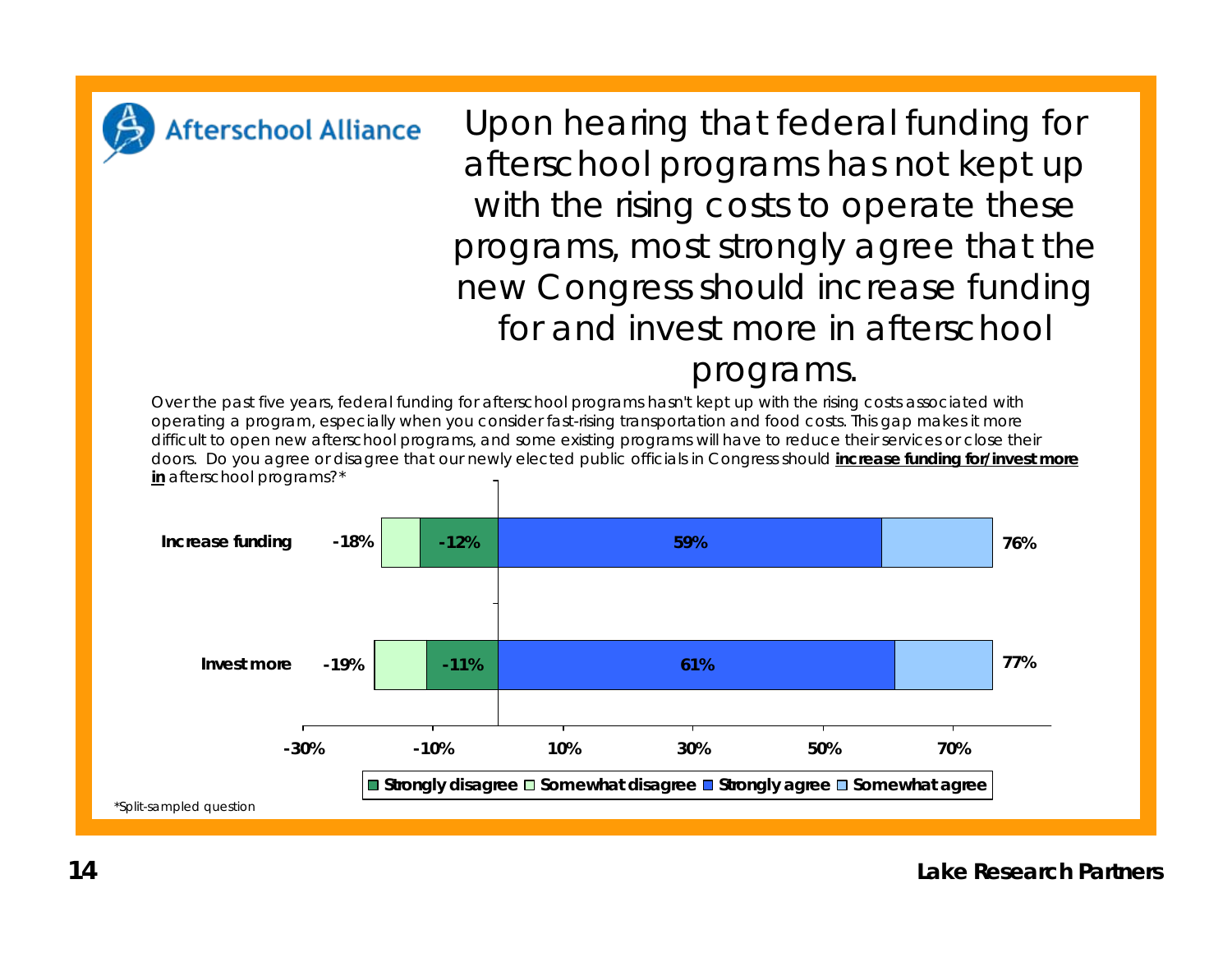# Upon hearing that federal funding for afterschool programs has not kept up with the rising costs to operate these programs, most strongly agree that the new Congress should increase funding for and invest more in afterschool programs.

Over the past five years, federal funding for afterschool programs hasn't kept up with the rising costs associated with operating a program, especially when you consider fast-rising transportation and food costs. This gap makes it more difficult to open new afterschool programs, and some existing programs will have to reduce their services or close their doors. Do you agree or disagree that our newly elected public officials in Congress should **increase funding for/invest more in** afterschool programs?*

| | Total disagree | Strongly disagree | Strongly agree | Total agree |
|---|---|---|---|---|
| Increase funding | -18% | -12% | 59% | 76% |
| Invest more | -19% | -11% | 61% | 77% |

Legend: Strongly disagree, Somewhat disagree, Strongly agree, Somewhat agree

*Split-sampled question

Lake Research Partners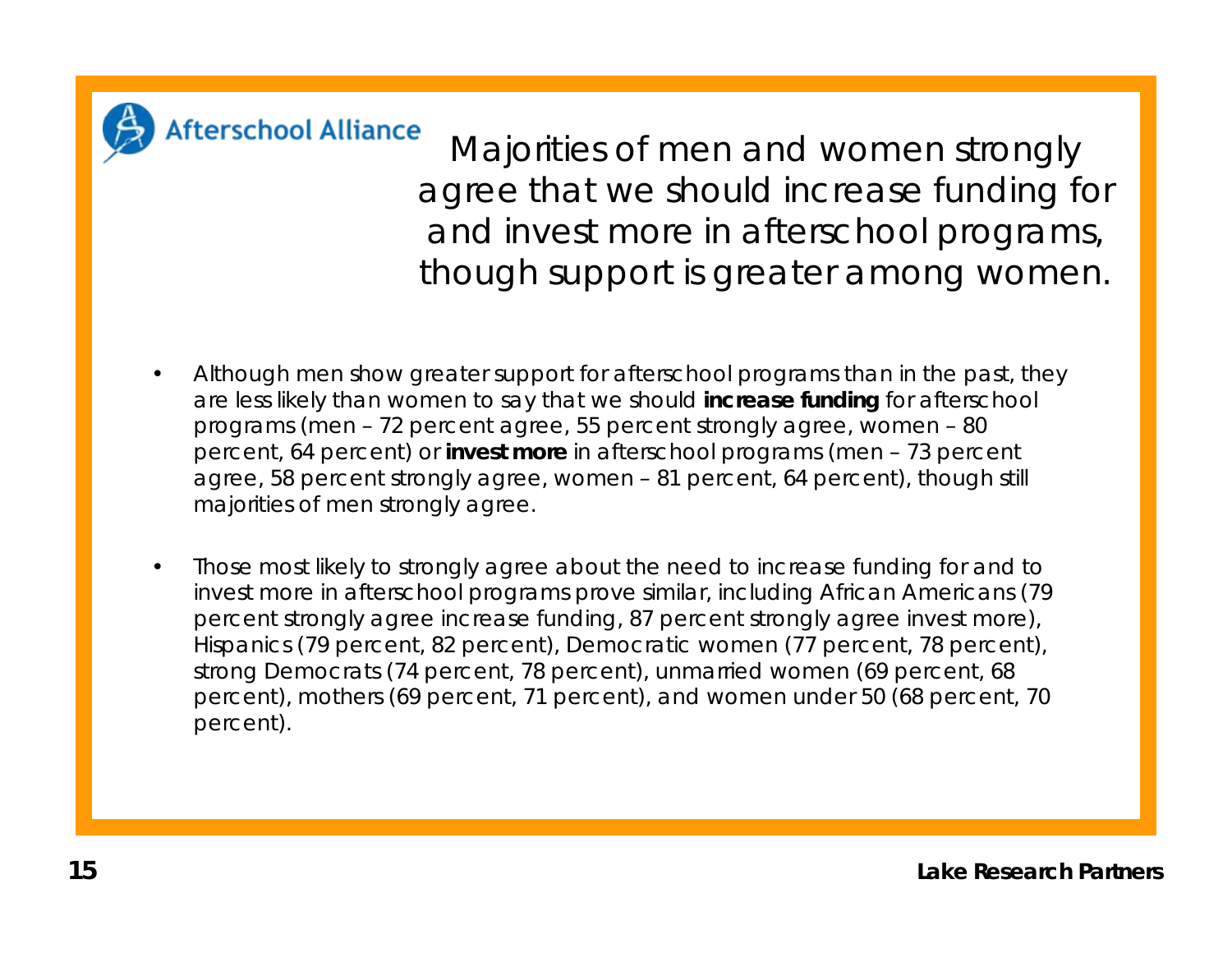# Majorities of men and women strongly agree that we should increase funding for and invest more in afterschool programs, though support is greater among women.

- Although men show greater support for afterschool programs than in the past, they are less likely than women to say that we should **increase funding** for afterschool programs (men – 72 percent agree, 55 percent strongly agree, women – 80 percent, 64 percent) or **invest more** in afterschool programs (men – 73 percent agree, 58 percent strongly agree, women – 81 percent, 64 percent), though still majorities of men strongly agree.

- Those most likely to strongly agree about the need to increase funding for and to invest more in afterschool programs prove similar, including African Americans (79 percent strongly agree increase funding, 87 percent strongly agree invest more), Hispanics (79 percent, 82 percent), Democratic women (77 percent, 78 percent), strong Democrats (74 percent, 78 percent), unmarried women (69 percent, 68 percent), mothers (69 percent, 71 percent), and women under 50 (68 percent, 70 percent).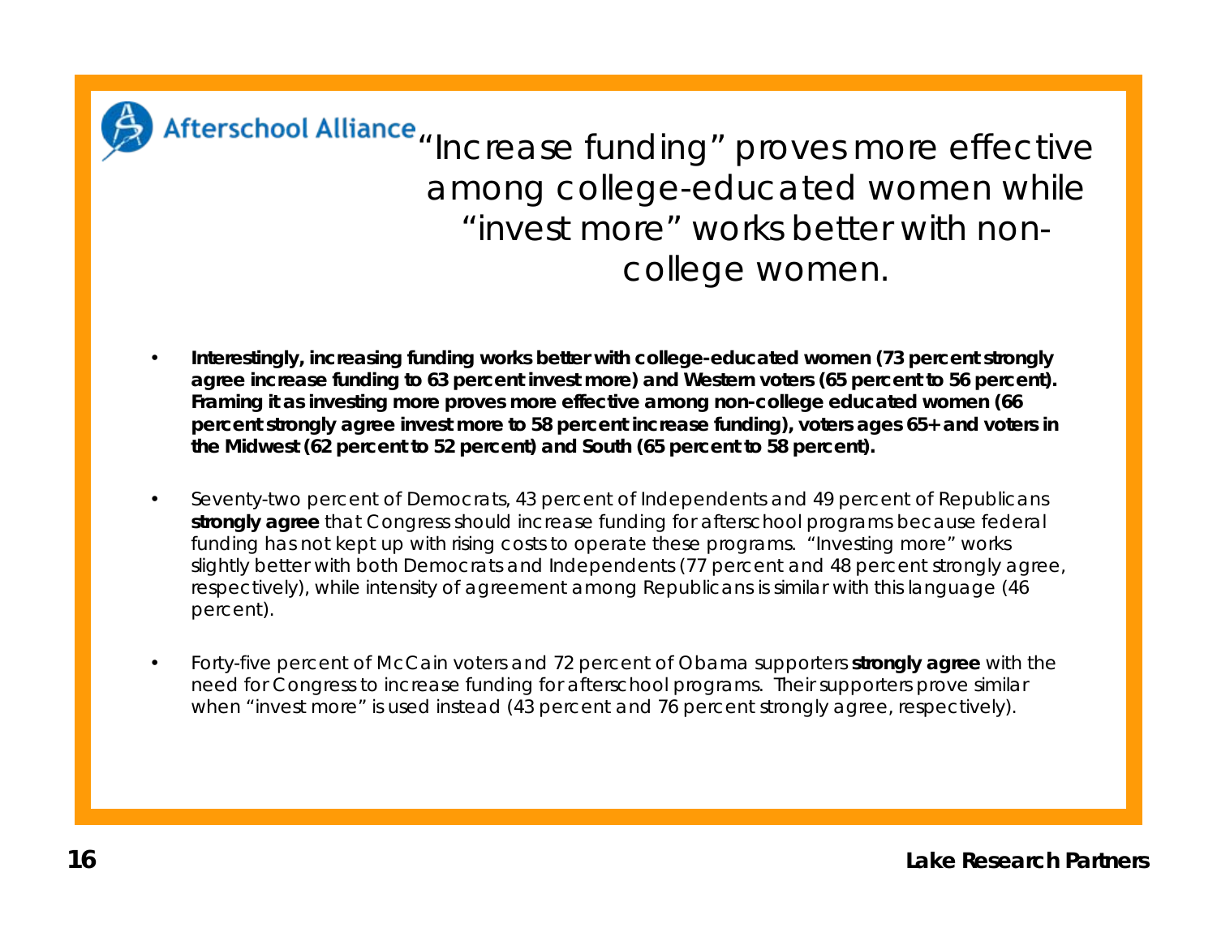# "Increase funding" proves more effective among college-educated women while "invest more" works better with non-college women.

- **Interestingly, increasing funding works better with college-educated women (73 percent strongly agree increase funding to 63 percent invest more) and Western voters (65 percent to 56 percent). Framing it as investing more proves more effective among non-college educated women (66 percent strongly agree invest more to 58 percent increase funding), voters ages 65+ and voters in the Midwest (62 percent to 52 percent) and South (65 percent to 58 percent).**

- Seventy-two percent of Democrats, 43 percent of Independents and 49 percent of Republicans **strongly agree** that Congress should increase funding for afterschool programs because federal funding has not kept up with rising costs to operate these programs. "Investing more" works slightly better with both Democrats and Independents (77 percent and 48 percent strongly agree, respectively), while intensity of agreement among Republicans is similar with this language (46 percent).

- Forty-five percent of McCain voters and 72 percent of Obama supporters **strongly agree** with the need for Congress to increase funding for afterschool programs. Their supporters prove similar when "invest more" is used instead (43 percent and 76 percent strongly agree, respectively).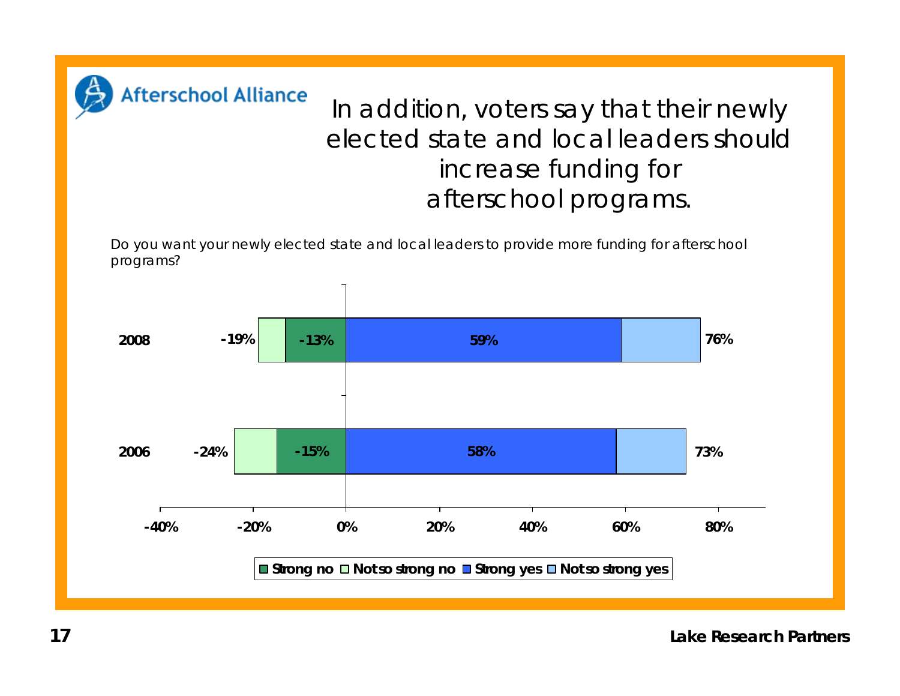# In addition, voters say that their newly elected state and local leaders should increase funding for afterschool programs.

*Do you want your newly elected state and local leaders to provide more funding for afterschool programs?*

| Year | Total no | Strong no | Strong yes | Total yes |
|---|---|---|---|---|
| 2008 | -19% | -13% | 59% | 76% |
| 2006 | -24% | -15% | 58% | 73% |

Legend: Strong no, Not so strong no, Strong yes, Not so strong yes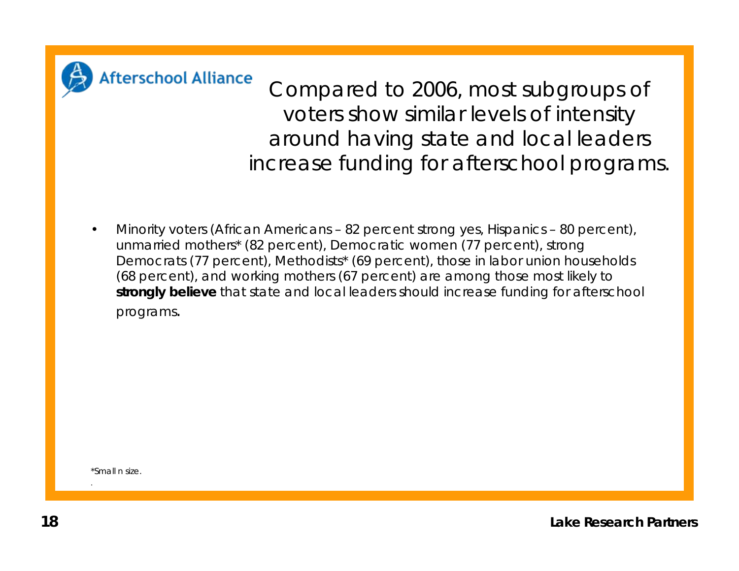Afterschool Alliance

# Compared to 2006, most subgroups of voters show similar levels of intensity around having state and local leaders increase funding for afterschool programs.

- Minority voters (African Americans – 82 percent strong yes, Hispanics – 80 percent), unmarried mothers* (82 percent), Democratic women (77 percent), strong Democrats (77 percent), Methodists* (69 percent), those in labor union households (68 percent), and working mothers (67 percent) are among those most likely to **strongly believe** that state and local leaders should increase funding for afterschool programs.

*Small n size.

Lake Research Partners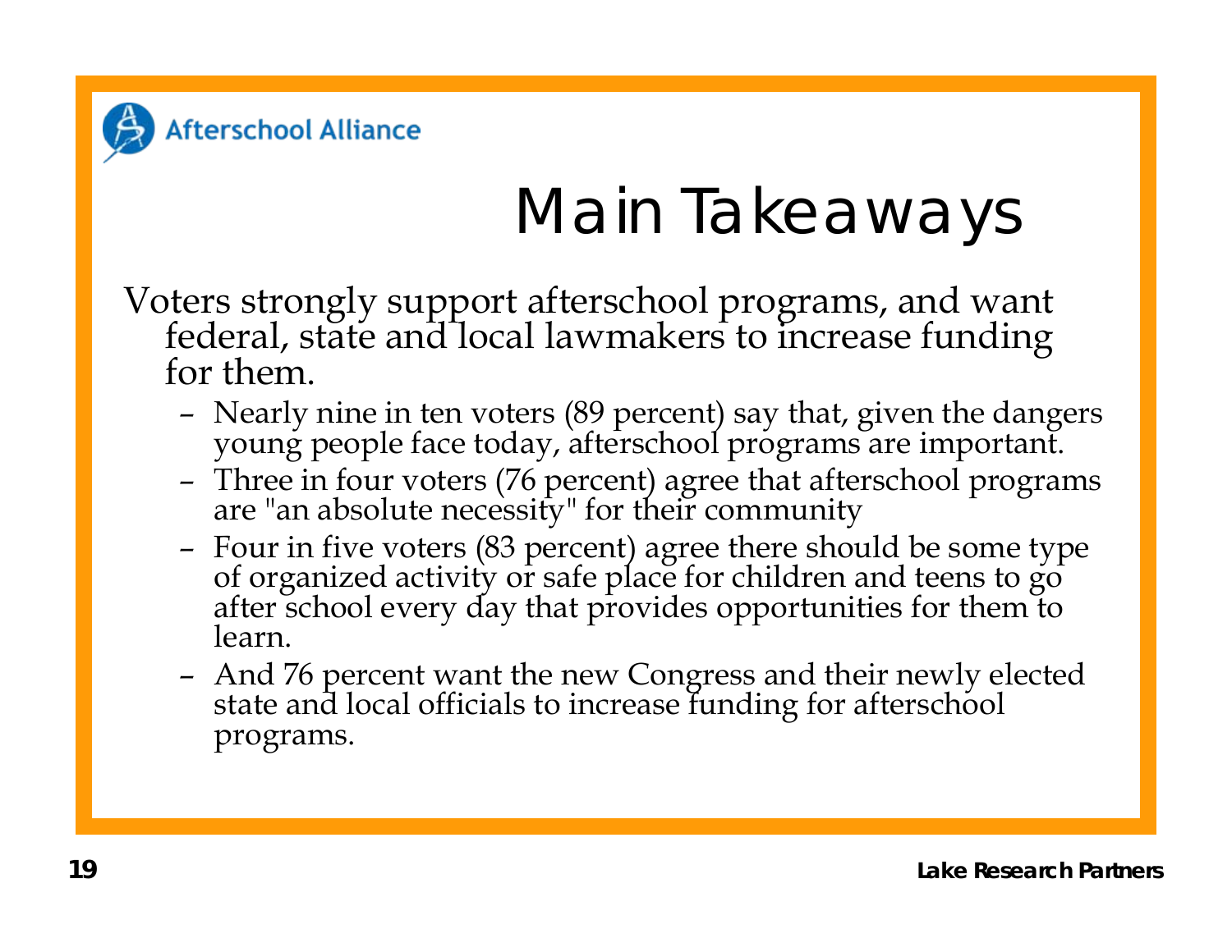Afterschool Alliance

# Main Takeaways

Voters strongly support afterschool programs, and want federal, state and local lawmakers to increase funding for them.

- Nearly nine in ten voters (89 percent) say that, given the dangers young people face today, afterschool programs are important.
- Three in four voters (76 percent) agree that afterschool programs are "an absolute necessity" for their community
- Four in five voters (83 percent) agree there should be some type of organized activity or safe place for children and teens to go after school every day that provides opportunities for them to learn.
- And 76 percent want the new Congress and their newly elected state and local officials to increase funding for afterschool programs.

Lake Research Partners